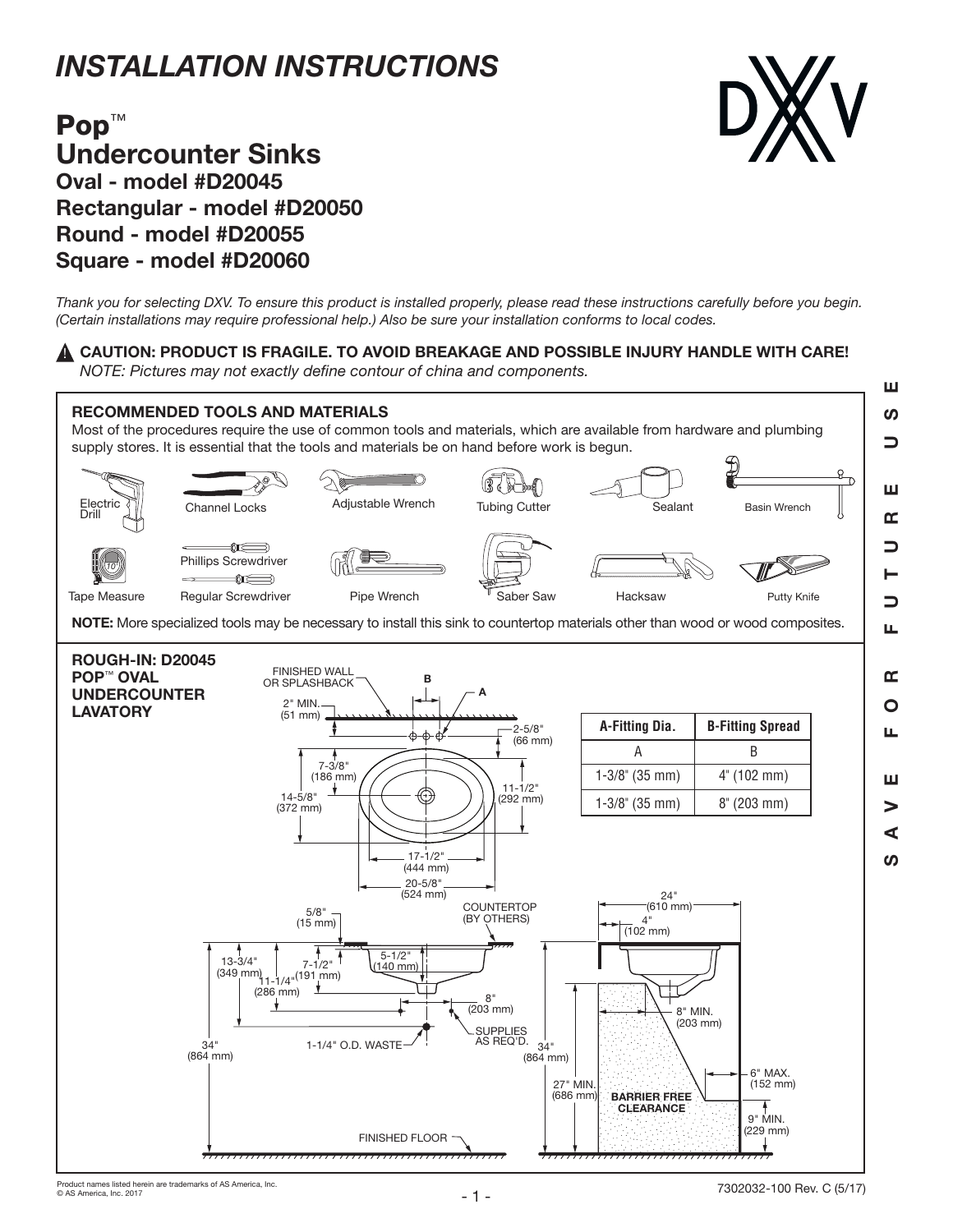# INSTALLATION INSTRUCTIONS

## Pop™ Undercounter Sinks

### Oval - model #D20045
### Rectangular - model #D20050
### Round - model #D20055
### Square - model #D20060

*Thank you for selecting DXV. To ensure this product is installed properly, please read these instructions carefully before you begin. (Certain installations may require professional help.) Also be sure your installation conforms to local codes.*

⚠ **CAUTION: PRODUCT IS FRAGILE. TO AVOID BREAKAGE AND POSSIBLE INJURY HANDLE WITH CARE!**
*NOTE: Pictures may not exactly define contour of china and components.*

**SAVE FOR FUTURE USE**

### RECOMMENDED TOOLS AND MATERIALS

Most of the procedures require the use of common tools and materials, which are available from hardware and plumbing supply stores. It is essential that the tools and materials be on hand before work is begun.

- Electric Drill
- Channel Locks
- Adjustable Wrench
- Tubing Cutter
- Sealant
- Basin Wrench
- Tape Measure
- Phillips Screwdriver
- Regular Screwdriver
- Pipe Wrench
- Saber Saw
- Hacksaw
- Putty Knife

**NOTE:** More specialized tools may be necessary to install this sink to countertop materials other than wood or wood composites.

### ROUGH-IN: D20045 POP™ OVAL UNDERCOUNTER LAVATORY

| A-Fitting Dia. | B-Fitting Spread |
|---|---|
| A | B |
| 1-3/8" (35 mm) | 4" (102 mm) |
| 1-3/8" (35 mm) | 8" (203 mm) |

Diagram labels: FINISHED WALL OR SPLASHBACK; B; A; 2" MIN. (51 mm); 2-5/8" (66 mm); 7-3/8" (186 mm); 14-5/8" (372 mm); 11-1/2" (292 mm); 17-1/2" (444 mm); 20-5/8" (524 mm); 5/8" (15 mm); COUNTERTOP (BY OTHERS); 13-3/4" (349 mm); 7-1/2" (191 mm); 11-1/4" (286 mm); 5-1/2" (140 mm); 8" (203 mm); SUPPLIES AS REQ'D.; 1-1/4" O.D. WASTE; 34" (864 mm); FINISHED FLOOR; 24" (610 mm); 4" (102 mm); 8" MIN. (203 mm); 34" (864 mm); 27" MIN. (686 mm); BARRIER FREE CLEARANCE; 6" MAX. (152 mm); 9" MIN. (229 mm)

Product names listed herein are trademarks of AS America, Inc.
© AS America, Inc. 2017

7302032-100 Rev. C (5/17)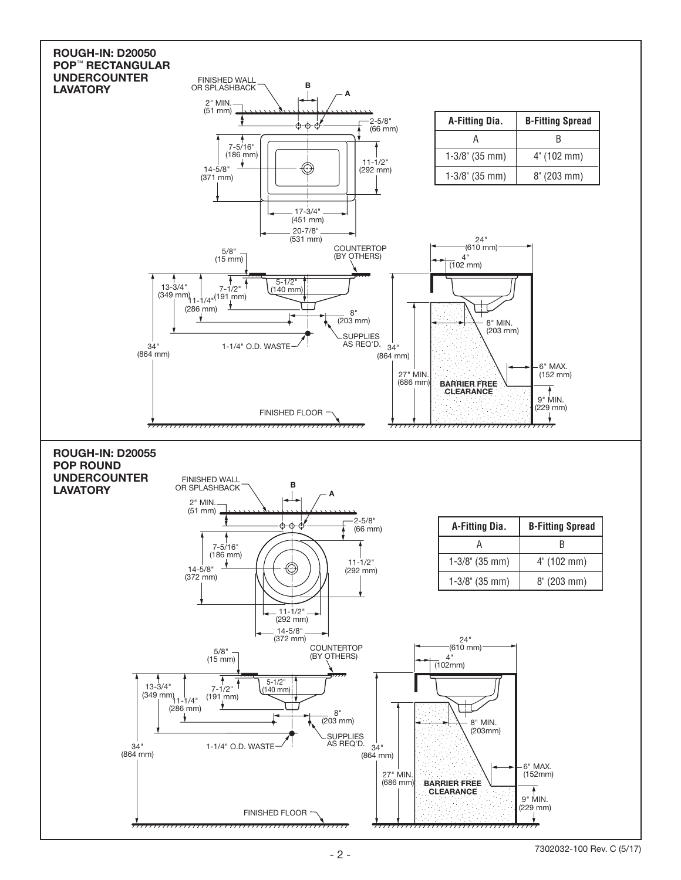## ROUGH-IN: D20050 POP™ RECTANGULAR UNDERCOUNTER LAVATORY

FINISHED WALL OR SPLASHBACK

B

A

2" MIN. (51 mm)

2-5/8" (66 mm)

7-5/16" (186 mm)

14-5/8" (371 mm)

11-1/2" (292 mm)

17-3/4" (451 mm)

20-7/8" (531 mm)

| A-Fitting Dia. | B-Fitting Spread |
|---|---|
| A | B |
| 1-3/8" (35 mm) | 4" (102 mm) |
| 1-3/8" (35 mm) | 8" (203 mm) |

5/8" (15 mm)

COUNTERTOP (BY OTHERS)

13-3/4" (349 mm)

7-1/2" (191 mm)

11-1/4" (286 mm)

5-1/2" (140 mm)

8" (203 mm)

SUPPLIES AS REQ'D.

1-1/4" O.D. WASTE

34" (864 mm)

FINISHED FLOOR

24" (610 mm)

4" (102 mm)

8" MIN. (203 mm)

34" (864 mm)

27" MIN. (686 mm)

BARRIER FREE CLEARANCE

6" MAX. (152 mm)

9" MIN. (229 mm)

## ROUGH-IN: D20055 POP ROUND UNDERCOUNTER LAVATORY

FINISHED WALL OR SPLASHBACK

B

A

2" MIN. (51 mm)

2-5/8" (66 mm)

7-5/16" (186 mm)

14-5/8" (372 mm)

11-1/2" (292 mm)

11-1/2" (292 mm)

14-5/8" (372 mm)

| A-Fitting Dia. | B-Fitting Spread |
|---|---|
| A | B |
| 1-3/8" (35 mm) | 4" (102 mm) |
| 1-3/8" (35 mm) | 8" (203 mm) |

5/8" (15 mm)

COUNTERTOP (BY OTHERS)

13-3/4" (349 mm)

7-1/2" (191 mm)

11-1/4" (286 mm)

5-1/2" (140 mm)

8" (203 mm)

SUPPLIES AS REQ'D.

1-1/4" O.D. WASTE

34" (864 mm)

FINISHED FLOOR

24" (610 mm)

4" (102mm)

8" MIN. (203mm)

34" (864 mm)

27" MIN. (686 mm)

BARRIER FREE CLEARANCE

6" MAX. (152mm)

9" MIN. (229 mm)

7302032-100 Rev. C (5/17)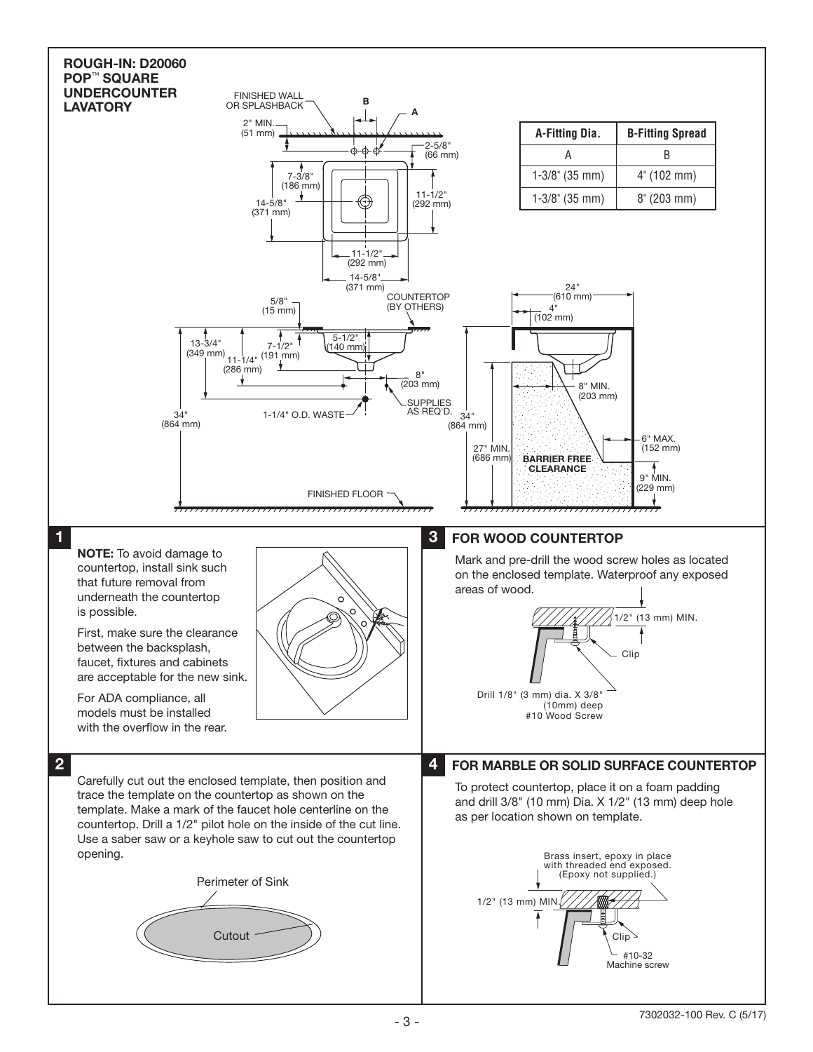# ROUGH-IN: D20060 POP™ SQUARE UNDERCOUNTER LAVATORY

FINISHED WALL OR SPLASHBACK

B

A

2" MIN. (51 mm)

2-5/8" (66 mm)

7-3/8" (186 mm)

14-5/8" (371 mm)

11-1/2" (292 mm)

11-1/2" (292 mm)

14-5/8" (371 mm)

| A-Fitting Dia. | B-Fitting Spread |
|---|---|
| A | B |
| 1-3/8" (35 mm) | 4" (102 mm) |
| 1-3/8" (35 mm) | 8" (203 mm) |

5/8" (15 mm)

COUNTERTOP (BY OTHERS)

13-3/4" (349 mm)

7-1/2" (191 mm)

11-1/4" (286 mm)

5-1/2" (140 mm)

8" (203 mm)

SUPPLIES AS REQ'D.

1-1/4" O.D. WASTE

34" (864 mm)

FINISHED FLOOR

24" (610 mm)

4" (102 mm)

8" MIN. (203 mm)

34" (864 mm)

27" MIN. (686 mm)

BARRIER FREE CLEARANCE

6" MAX. (152 mm)

9" MIN. (229 mm)

## 1

**NOTE:** To avoid damage to countertop, install sink such that future removal from underneath the countertop is possible.

First, make sure the clearance between the backsplash, faucet, fixtures and cabinets are acceptable for the new sink.

For ADA compliance, all models must be installed with the overflow in the rear.

## 2

Carefully cut out the enclosed template, then position and trace the template on the countertop as shown on the template. Make a mark of the faucet hole centerline on the countertop. Drill a 1/2" pilot hole on the inside of the cut line. Use a saber saw or a keyhole saw to cut out the countertop opening.

Perimeter of Sink

Cutout

## 3 FOR WOOD COUNTERTOP

Mark and pre-drill the wood screw holes as located on the enclosed template. Waterproof any exposed areas of wood.

1/2" (13 mm) MIN.

Clip

Drill 1/8" (3 mm) dia. X 3/8" (10mm) deep
#10 Wood Screw

## 4 FOR MARBLE OR SOLID SURFACE COUNTERTOP

To protect countertop, place it on a foam padding and drill 3/8" (10 mm) Dia. X 1/2" (13 mm) deep hole as per location shown on template.

Brass insert, epoxy in place with threaded end exposed. (Epoxy not supplied.)

1/2" (13 mm) MIN.

Clip

#10-32 Machine screw

7302032-100 Rev. C (5/17)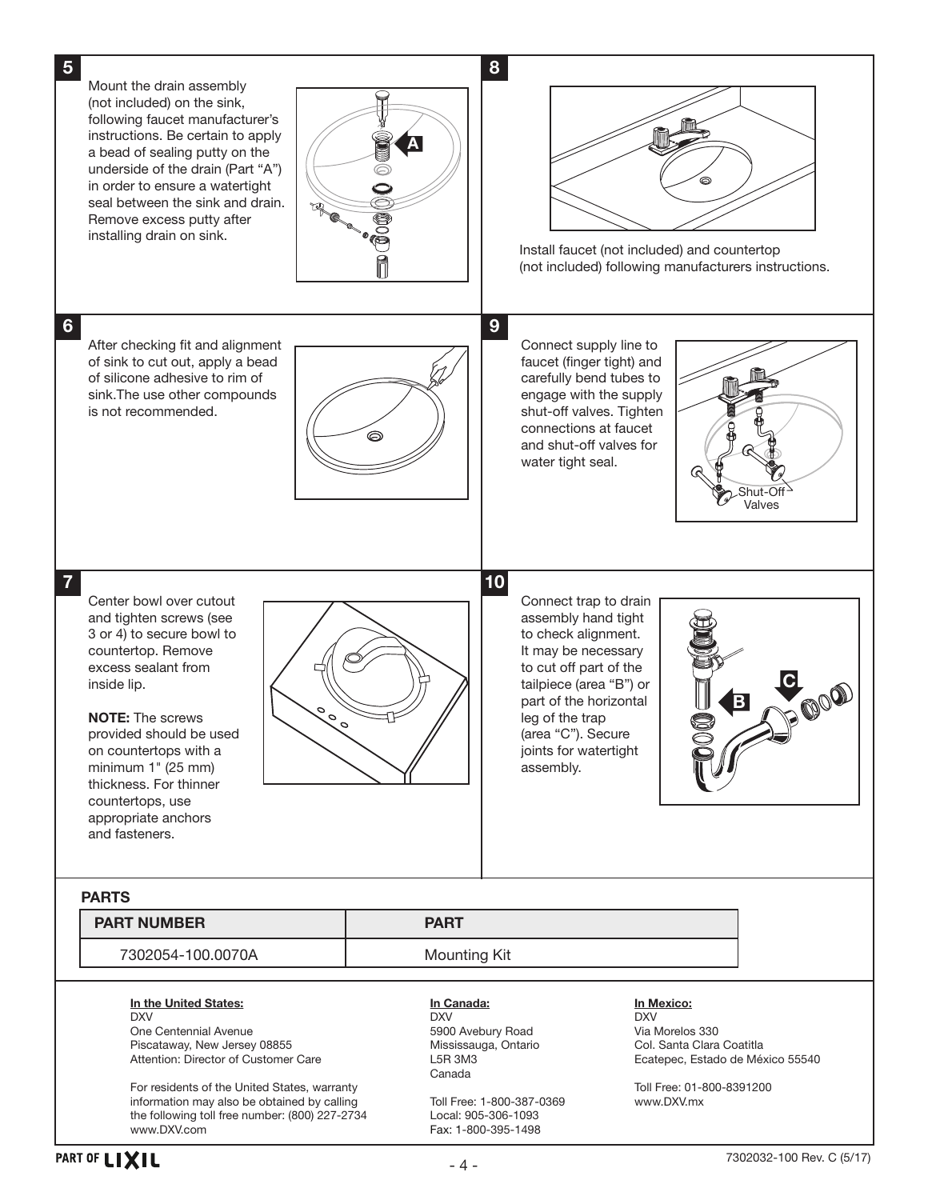## 5

Mount the drain assembly (not included) on the sink, following faucet manufacturer's instructions. Be certain to apply a bead of sealing putty on the underside of the drain (Part "A") in order to ensure a watertight seal between the sink and drain. Remove excess putty after installing drain on sink.

A

## 6

After checking fit and alignment of sink to cut out, apply a bead of silicone adhesive to rim of sink.The use other compounds is not recommended.

## 7

Center bowl over cutout and tighten screws (see 3 or 4) to secure bowl to countertop. Remove excess sealant from inside lip.

**NOTE:** The screws provided should be used on countertops with a minimum 1" (25 mm) thickness. For thinner countertops, use appropriate anchors and fasteners.

## 8

Install faucet (not included) and countertop (not included) following manufacturers instructions.

## 9

Connect supply line to faucet (finger tight) and carefully bend tubes to engage with the supply shut-off valves. Tighten connections at faucet and shut-off valves for water tight seal.

Shut-Off Valves

## 10

Connect trap to drain assembly hand tight to check alignment. It may be necessary to cut off part of the tailpiece (area "B") or part of the horizontal leg of the trap (area "C"). Secure joints for watertight assembly.

B

C

### PARTS

| PART NUMBER | PART |
|---|---|
| 7302054-100.0070A | Mounting Kit |

**In the United States:**
DXV
One Centennial Avenue
Piscataway, New Jersey 08855
Attention: Director of Customer Care

For residents of the United States, warranty information may also be obtained by calling the following toll free number: (800) 227-2734
www.DXV.com

**In Canada:**
DXV
5900 Avebury Road
Mississauga, Ontario
L5R 3M3
Canada

Toll Free: 1-800-387-0369
Local: 905-306-1093
Fax: 1-800-395-1498

**In Mexico:**
DXV
Via Morelos 330
Col. Santa Clara Coatitla
Ecatepec, Estado de México 55540

Toll Free: 01-800-8391200
www.DXV.mx

PART OF LIXIL

7302032-100 Rev. C (5/17)